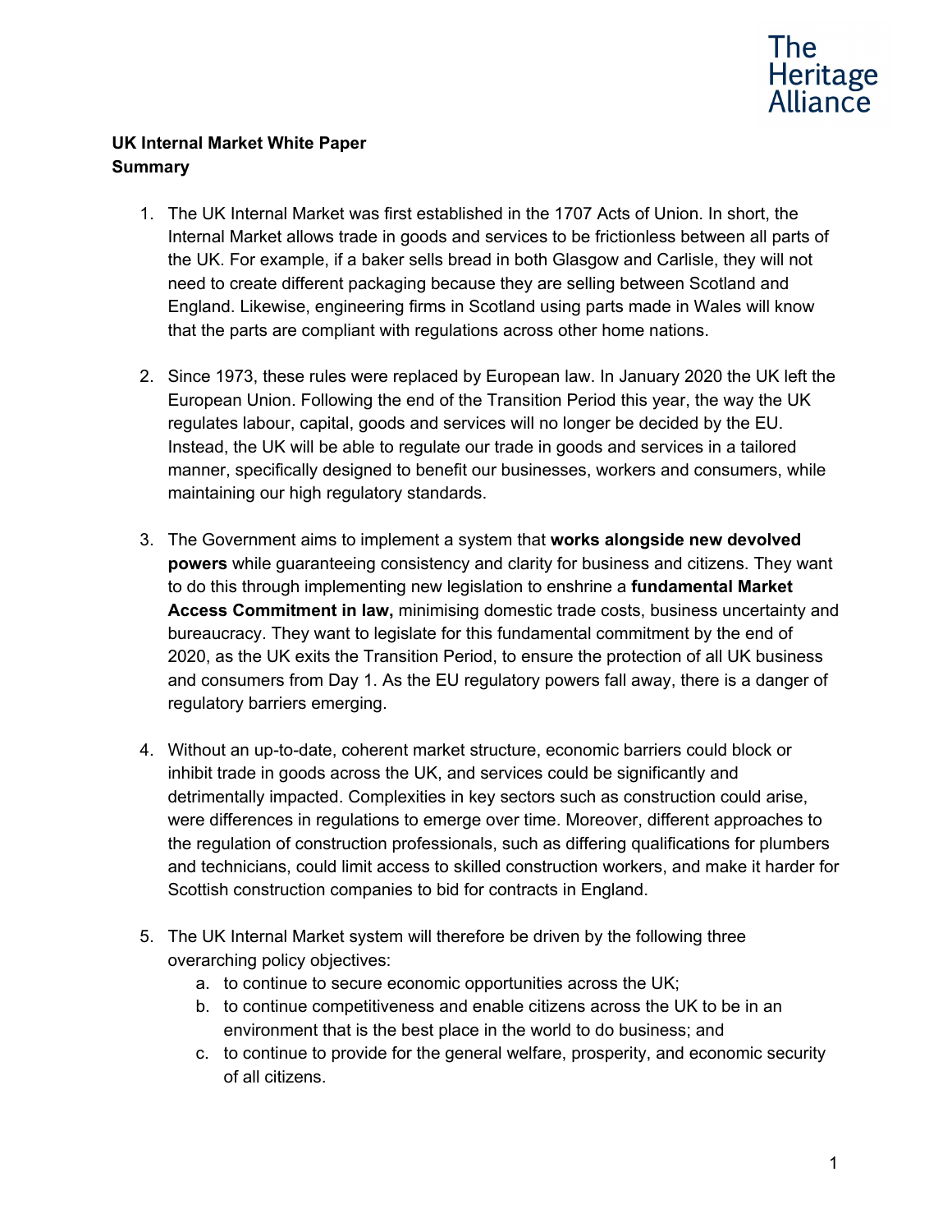**UK Internal Market White Paper**
**Summary**

1. The UK Internal Market was first established in the 1707 Acts of Union. In short, the Internal Market allows trade in goods and services to be frictionless between all parts of the UK. For example, if a baker sells bread in both Glasgow and Carlisle, they will not need to create different packaging because they are selling between Scotland and England. Likewise, engineering firms in Scotland using parts made in Wales will know that the parts are compliant with regulations across other home nations.

2. Since 1973, these rules were replaced by European law. In January 2020 the UK left the European Union. Following the end of the Transition Period this year, the way the UK regulates labour, capital, goods and services will no longer be decided by the EU. Instead, the UK will be able to regulate our trade in goods and services in a tailored manner, specifically designed to benefit our businesses, workers and consumers, while maintaining our high regulatory standards.

3. The Government aims to implement a system that **works alongside new devolved powers** while guaranteeing consistency and clarity for business and citizens. They want to do this through implementing new legislation to enshrine a **fundamental Market Access Commitment in law,** minimising domestic trade costs, business uncertainty and bureaucracy. They want to legislate for this fundamental commitment by the end of 2020, as the UK exits the Transition Period, to ensure the protection of all UK business and consumers from Day 1. As the EU regulatory powers fall away, there is a danger of regulatory barriers emerging.

4. Without an up-to-date, coherent market structure, economic barriers could block or inhibit trade in goods across the UK, and services could be significantly and detrimentally impacted. Complexities in key sectors such as construction could arise, were differences in regulations to emerge over time. Moreover, different approaches to the regulation of construction professionals, such as differing qualifications for plumbers and technicians, could limit access to skilled construction workers, and make it harder for Scottish construction companies to bid for contracts in England.

5. The UK Internal Market system will therefore be driven by the following three overarching policy objectives:
   a. to continue to secure economic opportunities across the UK;
   b. to continue competitiveness and enable citizens across the UK to be in an environment that is the best place in the world to do business; and
   c. to continue to provide for the general welfare, prosperity, and economic security of all citizens.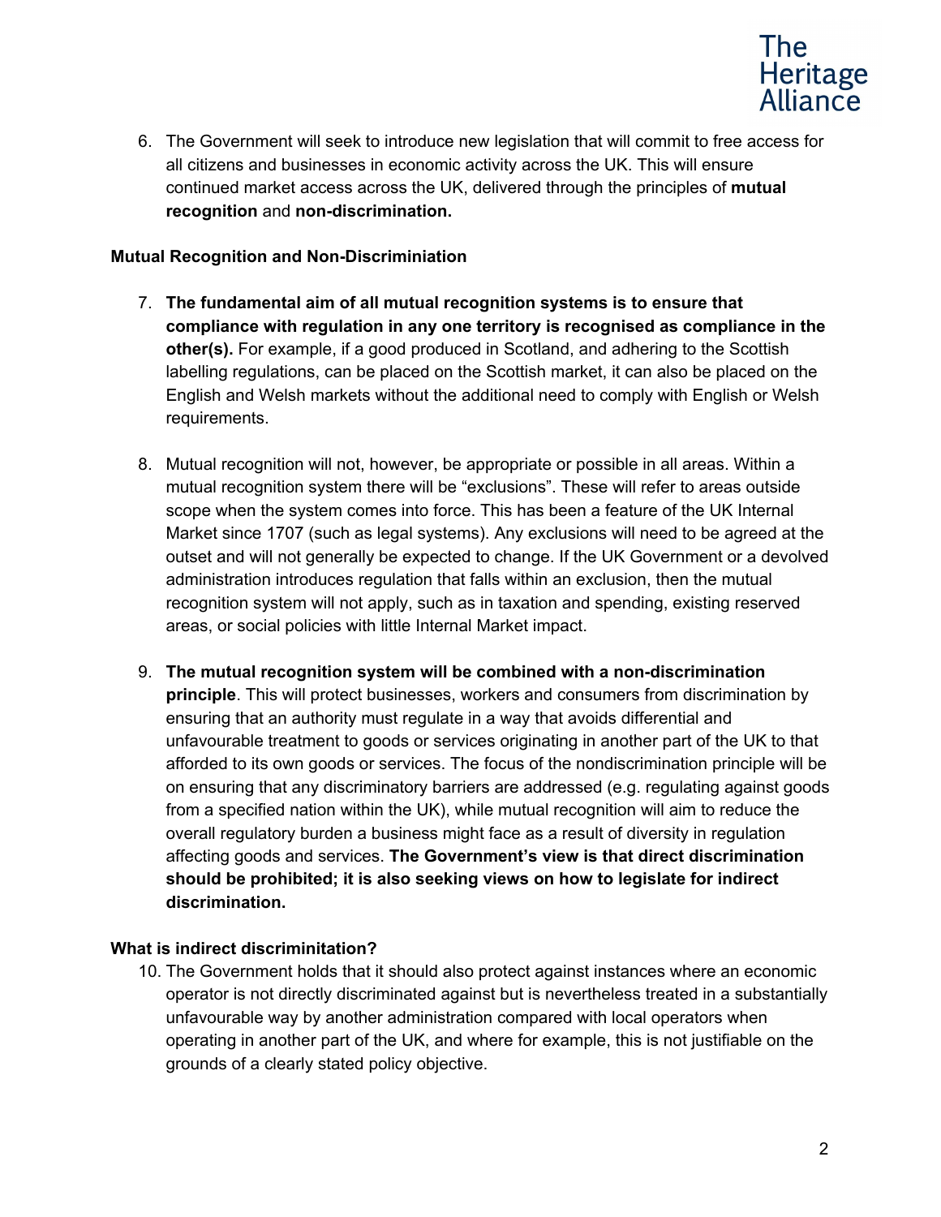6. The Government will seek to introduce new legislation that will commit to free access for all citizens and businesses in economic activity across the UK. This will ensure continued market access across the UK, delivered through the principles of **mutual recognition** and **non-discrimination.**

### Mutual Recognition and Non-Discriminiation

7. **The fundamental aim of all mutual recognition systems is to ensure that compliance with regulation in any one territory is recognised as compliance in the other(s).** For example, if a good produced in Scotland, and adhering to the Scottish labelling regulations, can be placed on the Scottish market, it can also be placed on the English and Welsh markets without the additional need to comply with English or Welsh requirements.

8. Mutual recognition will not, however, be appropriate or possible in all areas. Within a mutual recognition system there will be "exclusions". These will refer to areas outside scope when the system comes into force. This has been a feature of the UK Internal Market since 1707 (such as legal systems). Any exclusions will need to be agreed at the outset and will not generally be expected to change. If the UK Government or a devolved administration introduces regulation that falls within an exclusion, then the mutual recognition system will not apply, such as in taxation and spending, existing reserved areas, or social policies with little Internal Market impact.

9. **The mutual recognition system will be combined with a non-discrimination principle**. This will protect businesses, workers and consumers from discrimination by ensuring that an authority must regulate in a way that avoids differential and unfavourable treatment to goods or services originating in another part of the UK to that afforded to its own goods or services. The focus of the nondiscrimination principle will be on ensuring that any discriminatory barriers are addressed (e.g. regulating against goods from a specified nation within the UK), while mutual recognition will aim to reduce the overall regulatory burden a business might face as a result of diversity in regulation affecting goods and services. **The Government's view is that direct discrimination should be prohibited; it is also seeking views on how to legislate for indirect discrimination.**

### What is indirect discriminitation?

10. The Government holds that it should also protect against instances where an economic operator is not directly discriminated against but is nevertheless treated in a substantially unfavourable way by another administration compared with local operators when operating in another part of the UK, and where for example, this is not justifiable on the grounds of a clearly stated policy objective.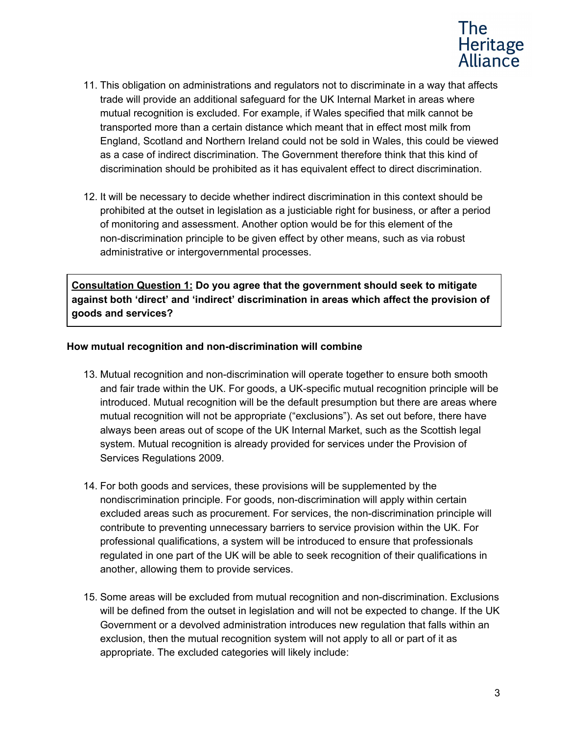11. This obligation on administrations and regulators not to discriminate in a way that affects trade will provide an additional safeguard for the UK Internal Market in areas where mutual recognition is excluded. For example, if Wales specified that milk cannot be transported more than a certain distance which meant that in effect most milk from England, Scotland and Northern Ireland could not be sold in Wales, this could be viewed as a case of indirect discrimination. The Government therefore think that this kind of discrimination should be prohibited as it has equivalent effect to direct discrimination.

12. It will be necessary to decide whether indirect discrimination in this context should be prohibited at the outset in legislation as a justiciable right for business, or after a period of monitoring and assessment. Another option would be for this element of the non-discrimination principle to be given effect by other means, such as via robust administrative or intergovernmental processes.

> **<u>Consultation Question 1:</u> Do you agree that the government should seek to mitigate against both 'direct' and 'indirect' discrimination in areas which affect the provision of goods and services?**

**How mutual recognition and non-discrimination will combine**

13. Mutual recognition and non-discrimination will operate together to ensure both smooth and fair trade within the UK. For goods, a UK-specific mutual recognition principle will be introduced. Mutual recognition will be the default presumption but there are areas where mutual recognition will not be appropriate ("exclusions"). As set out before, there have always been areas out of scope of the UK Internal Market, such as the Scottish legal system. Mutual recognition is already provided for services under the Provision of Services Regulations 2009.

14. For both goods and services, these provisions will be supplemented by the nondiscrimination principle. For goods, non-discrimination will apply within certain excluded areas such as procurement. For services, the non-discrimination principle will contribute to preventing unnecessary barriers to service provision within the UK. For professional qualifications, a system will be introduced to ensure that professionals regulated in one part of the UK will be able to seek recognition of their qualifications in another, allowing them to provide services.

15. Some areas will be excluded from mutual recognition and non-discrimination. Exclusions will be defined from the outset in legislation and will not be expected to change. If the UK Government or a devolved administration introduces new regulation that falls within an exclusion, then the mutual recognition system will not apply to all or part of it as appropriate. The excluded categories will likely include: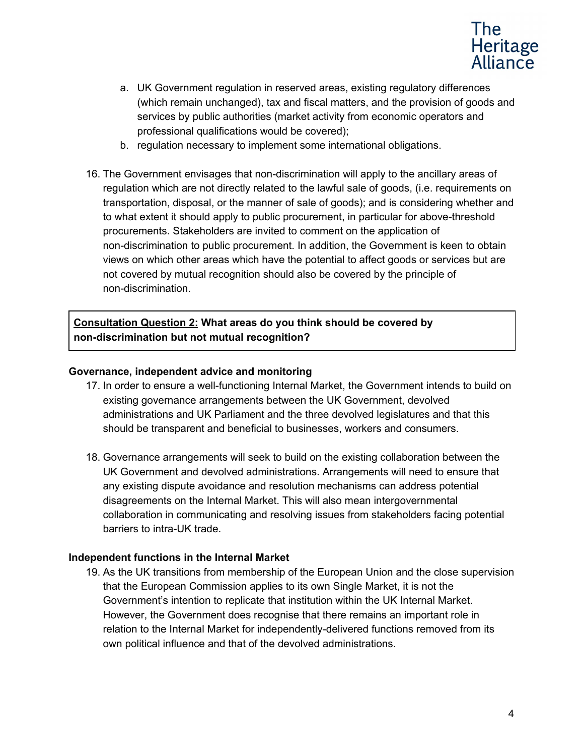a. UK Government regulation in reserved areas, existing regulatory differences (which remain unchanged), tax and fiscal matters, and the provision of goods and services by public authorities (market activity from economic operators and professional qualifications would be covered);
b. regulation necessary to implement some international obligations.

16. The Government envisages that non-discrimination will apply to the ancillary areas of regulation which are not directly related to the lawful sale of goods, (i.e. requirements on transportation, disposal, or the manner of sale of goods); and is considering whether and to what extent it should apply to public procurement, in particular for above-threshold procurements. Stakeholders are invited to comment on the application of non-discrimination to public procurement. In addition, the Government is keen to obtain views on which other areas which have the potential to affect goods or services but are not covered by mutual recognition should also be covered by the principle of non-discrimination.

> **<u>Consultation Question 2:</u> What areas do you think should be covered by non-discrimination but not mutual recognition?**

**Governance, independent advice and monitoring**

17. In order to ensure a well-functioning Internal Market, the Government intends to build on existing governance arrangements between the UK Government, devolved administrations and UK Parliament and the three devolved legislatures and that this should be transparent and beneficial to businesses, workers and consumers.

18. Governance arrangements will seek to build on the existing collaboration between the UK Government and devolved administrations. Arrangements will need to ensure that any existing dispute avoidance and resolution mechanisms can address potential disagreements on the Internal Market. This will also mean intergovernmental collaboration in communicating and resolving issues from stakeholders facing potential barriers to intra-UK trade.

**Independent functions in the Internal Market**

19. As the UK transitions from membership of the European Union and the close supervision that the European Commission applies to its own Single Market, it is not the Government's intention to replicate that institution within the UK Internal Market. However, the Government does recognise that there remains an important role in relation to the Internal Market for independently-delivered functions removed from its own political influence and that of the devolved administrations.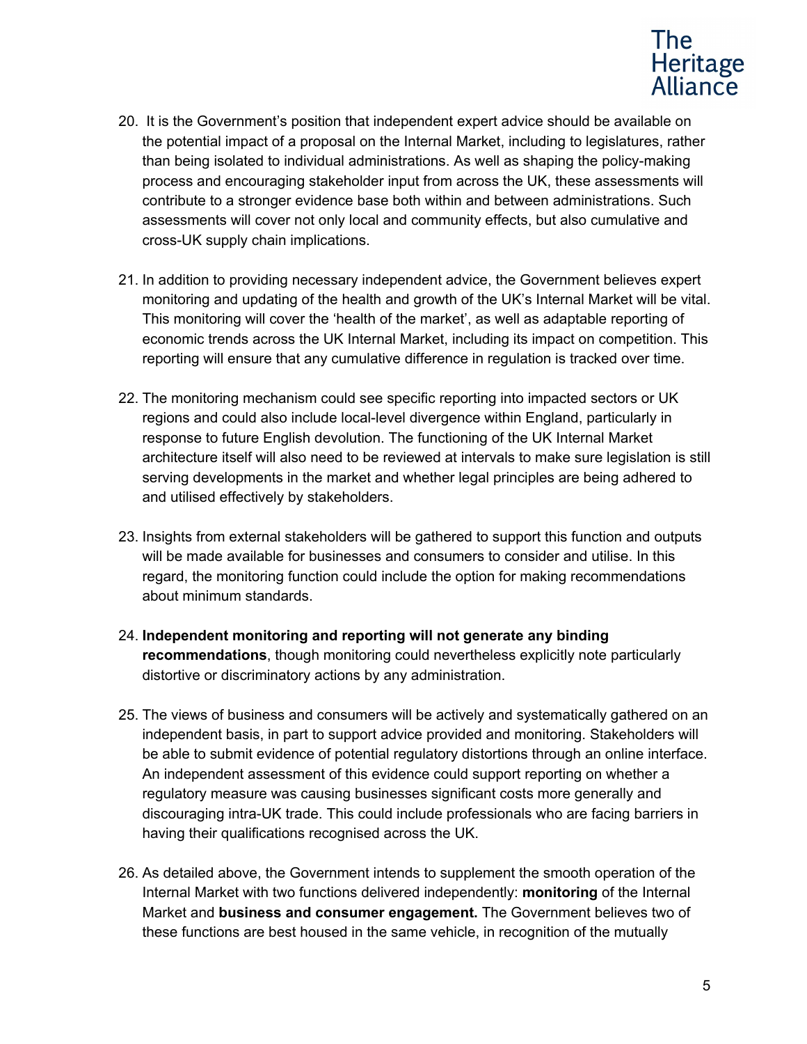20. It is the Government's position that independent expert advice should be available on the potential impact of a proposal on the Internal Market, including to legislatures, rather than being isolated to individual administrations. As well as shaping the policy-making process and encouraging stakeholder input from across the UK, these assessments will contribute to a stronger evidence base both within and between administrations. Such assessments will cover not only local and community effects, but also cumulative and cross-UK supply chain implications.

21. In addition to providing necessary independent advice, the Government believes expert monitoring and updating of the health and growth of the UK's Internal Market will be vital. This monitoring will cover the 'health of the market', as well as adaptable reporting of economic trends across the UK Internal Market, including its impact on competition. This reporting will ensure that any cumulative difference in regulation is tracked over time.

22. The monitoring mechanism could see specific reporting into impacted sectors or UK regions and could also include local-level divergence within England, particularly in response to future English devolution. The functioning of the UK Internal Market architecture itself will also need to be reviewed at intervals to make sure legislation is still serving developments in the market and whether legal principles are being adhered to and utilised effectively by stakeholders.

23. Insights from external stakeholders will be gathered to support this function and outputs will be made available for businesses and consumers to consider and utilise. In this regard, the monitoring function could include the option for making recommendations about minimum standards.

24. **Independent monitoring and reporting will not generate any binding recommendations**, though monitoring could nevertheless explicitly note particularly distortive or discriminatory actions by any administration.

25. The views of business and consumers will be actively and systematically gathered on an independent basis, in part to support advice provided and monitoring. Stakeholders will be able to submit evidence of potential regulatory distortions through an online interface. An independent assessment of this evidence could support reporting on whether a regulatory measure was causing businesses significant costs more generally and discouraging intra-UK trade. This could include professionals who are facing barriers in having their qualifications recognised across the UK.

26. As detailed above, the Government intends to supplement the smooth operation of the Internal Market with two functions delivered independently: **monitoring** of the Internal Market and **business and consumer engagement.** The Government believes two of these functions are best housed in the same vehicle, in recognition of the mutually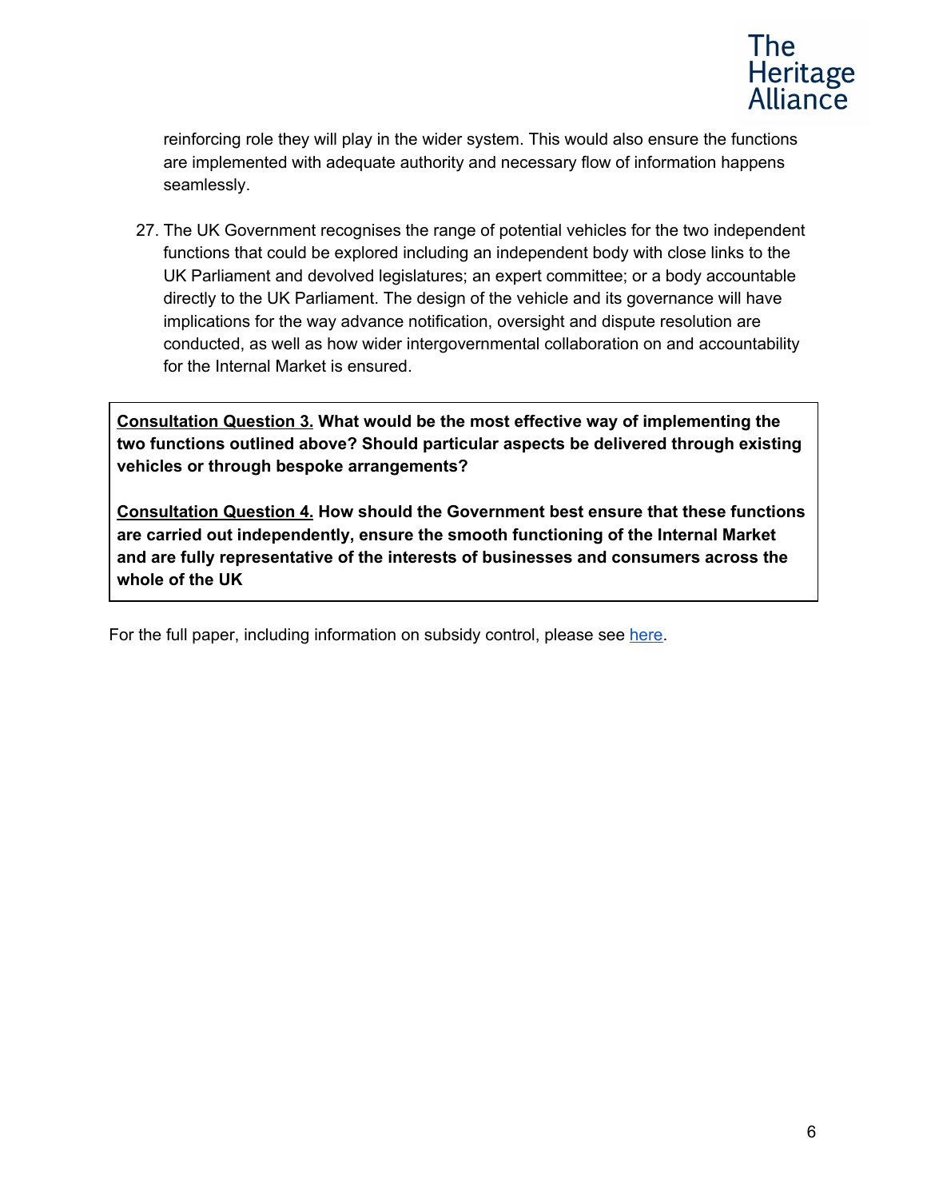reinforcing role they will play in the wider system. This would also ensure the functions are implemented with adequate authority and necessary flow of information happens seamlessly.

27. The UK Government recognises the range of potential vehicles for the two independent functions that could be explored including an independent body with close links to the UK Parliament and devolved legislatures; an expert committee; or a body accountable directly to the UK Parliament. The design of the vehicle and its governance will have implications for the way advance notification, oversight and dispute resolution are conducted, as well as how wider intergovernmental collaboration on and accountability for the Internal Market is ensured.

> **Consultation Question 3. What would be the most effective way of implementing the two functions outlined above? Should particular aspects be delivered through existing vehicles or through bespoke arrangements?**
>
> **Consultation Question 4. How should the Government best ensure that these functions are carried out independently, ensure the smooth functioning of the Internal Market and are fully representative of the interests of businesses and consumers across the whole of the UK**

For the full paper, including information on subsidy control, please see here.